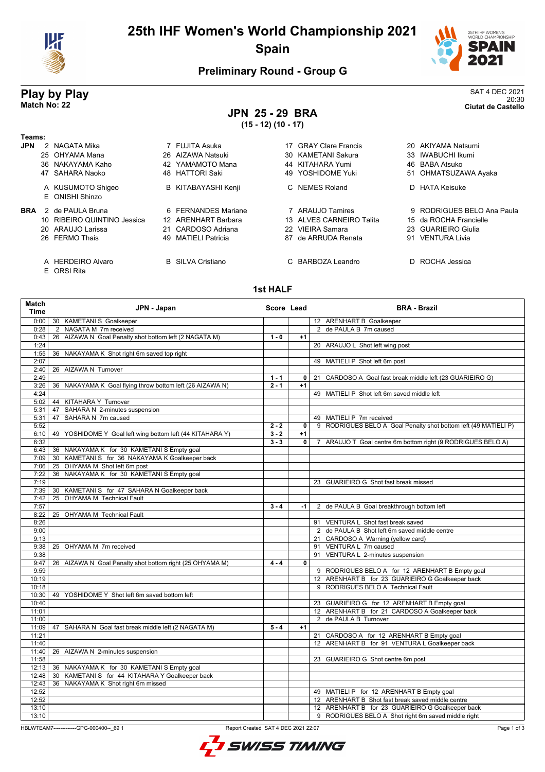# 25th IHF Women's World Championship 2021

## Spain

### Preliminary Round - Group G

## Play by Play

**Match No: 22**

SAT 4 DEC 2021
20:30
**Ciutat de Castello**

## JPN 25 - 29 BRA

**(15 - 12) (10 - 17)**

**Teams:**

**JPN**
2 NAGATA Mika, 7 FUJITA Asuka, 17 GRAY Clare Francis, 20 AKIYAMA Natsumi, 25 OHYAMA Mana, 26 AIZAWA Natsuki, 30 KAMETANI Sakura, 33 IWABUCHI Ikumi, 36 NAKAYAMA Kaho, 42 YAMAMOTO Mana, 44 KITAHARA Yumi, 46 BABA Atsuko, 47 SAHARA Naoko, 48 HATTORI Saki, 49 YOSHIDOME Yuki, 51 OHMATSUZAWA Ayaka

A KUSUMOTO Shigeo, B KITABAYASHI Kenji, C NEMES Roland, D HATA Keisuke, E ONISHI Shinzo

**BRA**
2 de PAULA Bruna, 6 FERNANDES Mariane, 7 ARAUJO Tamires, 9 RODRIGUES BELO Ana Paula, 10 RIBEIRO QUINTINO Jessica, 12 ARENHART Barbara, 13 ALVES CARNEIRO Talita, 15 da ROCHA Francielle, 20 ARAUJO Larissa, 21 CARDOSO Adriana, 22 VIEIRA Samara, 23 GUARIEIRO Giulia, 26 FERMO Thais, 49 MATIELI Patricia, 87 de ARRUDA Renata, 91 VENTURA Livia

A HERDEIRO Alvaro, B SILVA Cristiano, C BARBOZA Leandro, D ROCHA Jessica, E ORSI Rita

### 1st HALF

| Match Time | JPN - Japan | Score | Lead | BRA - Brazil |
|---|---|---|---|---|
| 0:00 | 30 KAMETANI S Goalkeeper | | | 12 ARENHART B Goalkeeper |
| 0:28 | 2 NAGATA M 7m received | | | 2 de PAULA B 7m caused |
| 0:43 | 26 AIZAWA N Goal Penalty shot bottom left (2 NAGATA M) | 1 - 0 | +1 | |
| 1:24 | | | | 20 ARAUJO L Shot left wing post |
| 1:55 | 36 NAKAYAMA K Shot right 6m saved top right | | | |
| 2:07 | | | | 49 MATIELI P Shot left 6m post |
| 2:40 | 26 AIZAWA N Turnover | | | |
| 2:49 | | 1 - 1 | 0 | 21 CARDOSO A Goal fast break middle left (23 GUARIEIRO G) |
| 3:26 | 36 NAKAYAMA K Goal flying throw bottom left (26 AIZAWA N) | 2 - 1 | +1 | |
| 4:24 | | | | 49 MATIELI P Shot left 6m saved middle left |
| 5:02 | 44 KITAHARA Y Turnover | | | |
| 5:31 | 47 SAHARA N 2-minutes suspension | | | |
| 5:31 | 47 SAHARA N 7m caused | | | 49 MATIELI P 7m received |
| 5:52 | | 2 - 2 | 0 | 9 RODRIGUES BELO A Goal Penalty shot bottom left (49 MATIELI P) |
| 6:10 | 49 YOSHIDOME Y Goal left wing bottom left (44 KITAHARA Y) | 3 - 2 | +1 | |
| 6:32 | | 3 - 3 | 0 | 7 ARAUJO T Goal centre 6m bottom right (9 RODRIGUES BELO A) |
| 6:43 | 36 NAKAYAMA K for 30 KAMETANI S Empty goal | | | |
| 7:09 | 30 KAMETANI S for 36 NAKAYAMA K Goalkeeper back | | | |
| 7:06 | 25 OHYAMA M Shot left 6m post | | | |
| 7:22 | 36 NAKAYAMA K for 30 KAMETANI S Empty goal | | | |
| 7:19 | | | | 23 GUARIEIRO G Shot fast break missed |
| 7:39 | 30 KAMETANI S for 47 SAHARA N Goalkeeper back | | | |
| 7:42 | 25 OHYAMA M Technical Fault | | | |
| 7:57 | | 3 - 4 | -1 | 2 de PAULA B Goal breakthrough bottom left |
| 8:22 | 25 OHYAMA M Technical Fault | | | |
| 8:26 | | | | 91 VENTURA L Shot fast break saved |
| 9:00 | | | | 2 de PAULA B Shot left 6m saved middle centre |
| 9:13 | | | | 21 CARDOSO A Warning (yellow card) |
| 9:38 | 25 OHYAMA M 7m received | | | 91 VENTURA L 7m caused |
| 9:38 | | | | 91 VENTURA L 2-minutes suspension |
| 9:47 | 26 AIZAWA N Goal Penalty shot bottom right (25 OHYAMA M) | 4 - 4 | 0 | |
| 9:59 | | | | 9 RODRIGUES BELO A for 12 ARENHART B Empty goal |
| 10:19 | | | | 12 ARENHART B for 23 GUARIEIRO G Goalkeeper back |
| 10:18 | | | | 9 RODRIGUES BELO A Technical Fault |
| 10:30 | 49 YOSHIDOME Y Shot left 6m saved bottom left | | | |
| 10:40 | | | | 23 GUARIEIRO G for 12 ARENHART B Empty goal |
| 11:01 | | | | 12 ARENHART B for 21 CARDOSO A Goalkeeper back |
| 11:00 | | | | 2 de PAULA B Turnover |
| 11:09 | 47 SAHARA N Goal fast break middle left (2 NAGATA M) | 5 - 4 | +1 | |
| 11:21 | | | | 21 CARDOSO A for 12 ARENHART B Empty goal |
| 11:40 | | | | 12 ARENHART B for 91 VENTURA L Goalkeeper back |
| 11:40 | 26 AIZAWA N 2-minutes suspension | | | |
| 11:58 | | | | 23 GUARIEIRO G Shot centre 6m post |
| 12:13 | 36 NAKAYAMA K for 30 KAMETANI S Empty goal | | | |
| 12:48 | 30 KAMETANI S for 44 KITAHARA Y Goalkeeper back | | | |
| 12:43 | 36 NAKAYAMA K Shot right 6m missed | | | |
| 12:52 | | | | 49 MATIELI P for 12 ARENHART B Empty goal |
| 12:52 | | | | 12 ARENHART B Shot fast break saved middle centre |
| 13:10 | | | | 12 ARENHART B for 23 GUARIEIRO G Goalkeeper back |
| 13:10 | | | | 9 RODRIGUES BELO A Shot right 6m saved middle right |

HBLWTEAM7-------------GPG-000400--_69 1    Report Created SAT 4 DEC 2021 22:07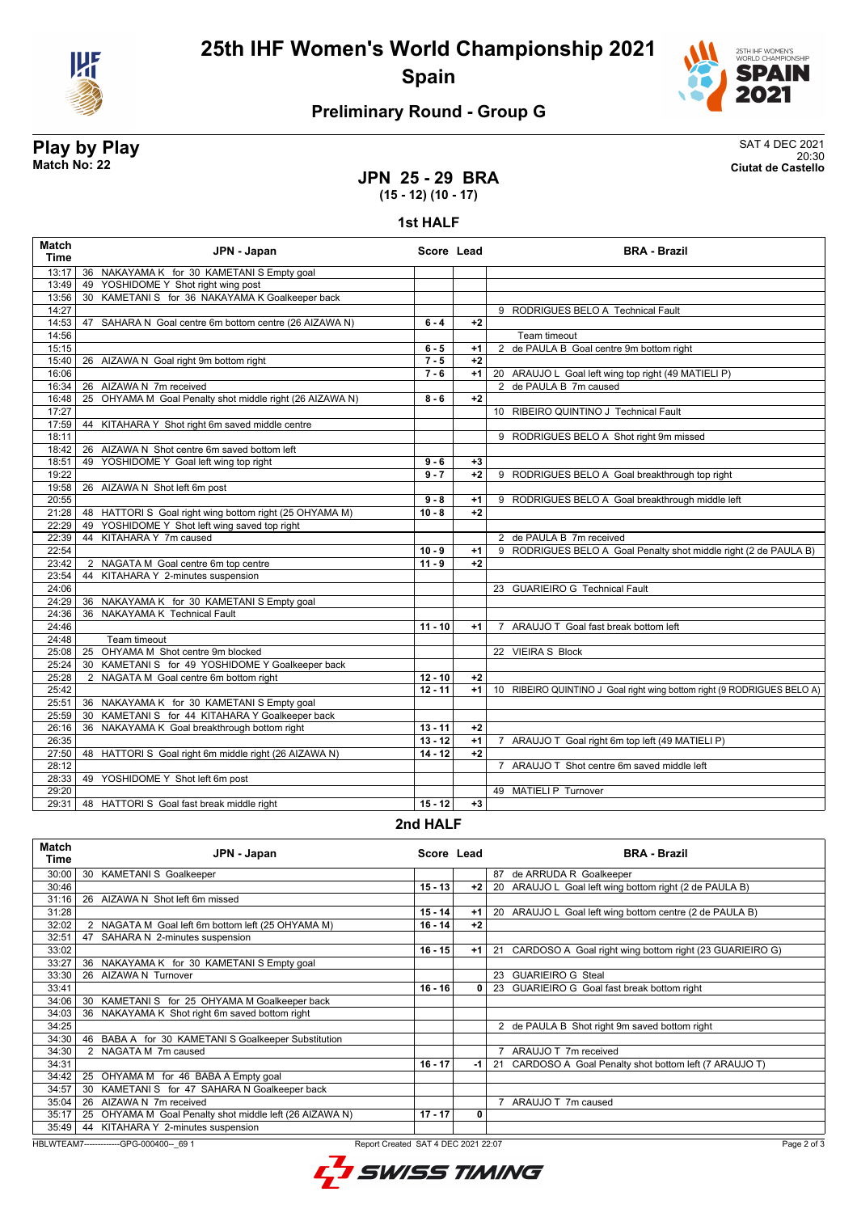# 25th IHF Women's World Championship 2021

## Spain

### Preliminary Round - Group G

**Play by Play**
**Match No: 22**

SAT 4 DEC 2021
20:30
**Ciutat de Castello**

## JPN 25 - 29 BRA

**(15 - 12) (10 - 17)**

### 1st HALF

| Match Time | JPN - Japan | Score | Lead | BRA - Brazil |
|---|---|---|---|---|
| 13:17 | 36 NAKAYAMA K for 30 KAMETANI S Empty goal | | | |
| 13:49 | 49 YOSHIDOME Y Shot right wing post | | | |
| 13:56 | 30 KAMETANI S for 36 NAKAYAMA K Goalkeeper back | | | |
| 14:27 | | | | 9 RODRIGUES BELO A Technical Fault |
| 14:53 | 47 SAHARA N Goal centre 6m bottom centre (26 AIZAWA N) | 6 - 4 | +2 | |
| 14:56 | | | | Team timeout |
| 15:15 | | 6 - 5 | +1 | 2 de PAULA B Goal centre 9m bottom right |
| 15:40 | 26 AIZAWA N Goal right 9m bottom right | 7 - 5 | +2 | |
| 16:06 | | 7 - 6 | +1 | 20 ARAUJO L Goal left wing top right (49 MATIELI P) |
| 16:34 | 26 AIZAWA N 7m received | | | 2 de PAULA B 7m caused |
| 16:48 | 25 OHYAMA M Goal Penalty shot middle right (26 AIZAWA N) | 8 - 6 | +2 | |
| 17:27 | | | | 10 RIBEIRO QUINTINO J Technical Fault |
| 17:59 | 44 KITAHARA Y Shot right 6m saved middle centre | | | |
| 18:11 | | | | 9 RODRIGUES BELO A Shot right 9m missed |
| 18:42 | 26 AIZAWA N Shot centre 6m saved bottom left | | | |
| 18:51 | 49 YOSHIDOME Y Goal left wing top right | 9 - 6 | +3 | |
| 19:22 | | 9 - 7 | +2 | 9 RODRIGUES BELO A Goal breakthrough top right |
| 19:58 | 26 AIZAWA N Shot left 6m post | | | |
| 20:55 | | 9 - 8 | +1 | 9 RODRIGUES BELO A Goal breakthrough middle left |
| 21:28 | 48 HATTORI S Goal right wing bottom right (25 OHYAMA M) | 10 - 8 | +2 | |
| 22:29 | 49 YOSHIDOME Y Shot left wing saved top right | | | |
| 22:39 | 44 KITAHARA Y 7m caused | | | 2 de PAULA B 7m received |
| 22:54 | | 10 - 9 | +1 | 9 RODRIGUES BELO A Goal Penalty shot middle right (2 de PAULA B) |
| 23:42 | 2 NAGATA M Goal centre 6m top centre | 11 - 9 | +2 | |
| 23:54 | 44 KITAHARA Y 2-minutes suspension | | | |
| 24:06 | | | | 23 GUARIEIRO G Technical Fault |
| 24:29 | 36 NAKAYAMA K for 30 KAMETANI S Empty goal | | | |
| 24:36 | 36 NAKAYAMA K Technical Fault | | | |
| 24:46 | | 11 - 10 | +1 | 7 ARAUJO T Goal fast break bottom left |
| 24:48 | Team timeout | | | |
| 25:08 | 25 OHYAMA M Shot centre 9m blocked | | | 22 VIEIRA S Block |
| 25:24 | 30 KAMETANI S for 49 YOSHIDOME Y Goalkeeper back | | | |
| 25:28 | 2 NAGATA M Goal centre 6m bottom right | 12 - 10 | +2 | |
| 25:42 | | 12 - 11 | +1 | 10 RIBEIRO QUINTINO J Goal right wing bottom right (9 RODRIGUES BELO A) |
| 25:51 | 36 NAKAYAMA K for 30 KAMETANI S Empty goal | | | |
| 25:59 | 30 KAMETANI S for 44 KITAHARA Y Goalkeeper back | | | |
| 26:16 | 36 NAKAYAMA K Goal breakthrough bottom right | 13 - 11 | +2 | |
| 26:35 | | 13 - 12 | +1 | 7 ARAUJO T Goal right 6m top left (49 MATIELI P) |
| 27:50 | 48 HATTORI S Goal right 6m middle right (26 AIZAWA N) | 14 - 12 | +2 | |
| 28:12 | | | | 7 ARAUJO T Shot centre 6m saved middle left |
| 28:33 | 49 YOSHIDOME Y Shot left 6m post | | | |
| 29:20 | | | | 49 MATIELI P Turnover |
| 29:31 | 48 HATTORI S Goal fast break middle right | 15 - 12 | +3 | |

### 2nd HALF

| Match Time | JPN - Japan | Score | Lead | BRA - Brazil |
|---|---|---|---|---|
| 30:00 | 30 KAMETANI S Goalkeeper | | | 87 de ARRUDA R Goalkeeper |
| 30:46 | | 15 - 13 | +2 | 20 ARAUJO L Goal left wing bottom right (2 de PAULA B) |
| 31:16 | 26 AIZAWA N Shot left 6m missed | | | |
| 31:28 | | 15 - 14 | +1 | 20 ARAUJO L Goal left wing bottom centre (2 de PAULA B) |
| 32:02 | 2 NAGATA M Goal left 6m bottom left (25 OHYAMA M) | 16 - 14 | +2 | |
| 32:51 | 47 SAHARA N 2-minutes suspension | | | |
| 33:02 | | 16 - 15 | +1 | 21 CARDOSO A Goal right wing bottom right (23 GUARIEIRO G) |
| 33:27 | 36 NAKAYAMA K for 30 KAMETANI S Empty goal | | | |
| 33:30 | 26 AIZAWA N Turnover | | | 23 GUARIEIRO G Steal |
| 33:41 | | 16 - 16 | 0 | 23 GUARIEIRO G Goal fast break bottom right |
| 34:06 | 30 KAMETANI S for 25 OHYAMA M Goalkeeper back | | | |
| 34:03 | 36 NAKAYAMA K Shot right 6m saved bottom right | | | |
| 34:25 | | | | 2 de PAULA B Shot right 9m saved bottom right |
| 34:30 | 46 BABA A for 30 KAMETANI S Goalkeeper Substitution | | | |
| 34:30 | 2 NAGATA M 7m caused | | | 7 ARAUJO T 7m received |
| 34:31 | | 16 - 17 | -1 | 21 CARDOSO A Goal Penalty shot bottom left (7 ARAUJO T) |
| 34:42 | 25 OHYAMA M for 46 BABA A Empty goal | | | |
| 34:57 | 30 KAMETANI S for 47 SAHARA N Goalkeeper back | | | |
| 35:04 | 26 AIZAWA N 7m received | | | 7 ARAUJO T 7m caused |
| 35:17 | 25 OHYAMA M Goal Penalty shot middle left (26 AIZAWA N) | 17 - 17 | 0 | |
| 35:49 | 44 KITAHARA Y 2-minutes suspension | | | |

HBLWTEAM7-------------GPG-000400--_69 1 Report Created SAT 4 DEC 2021 22:07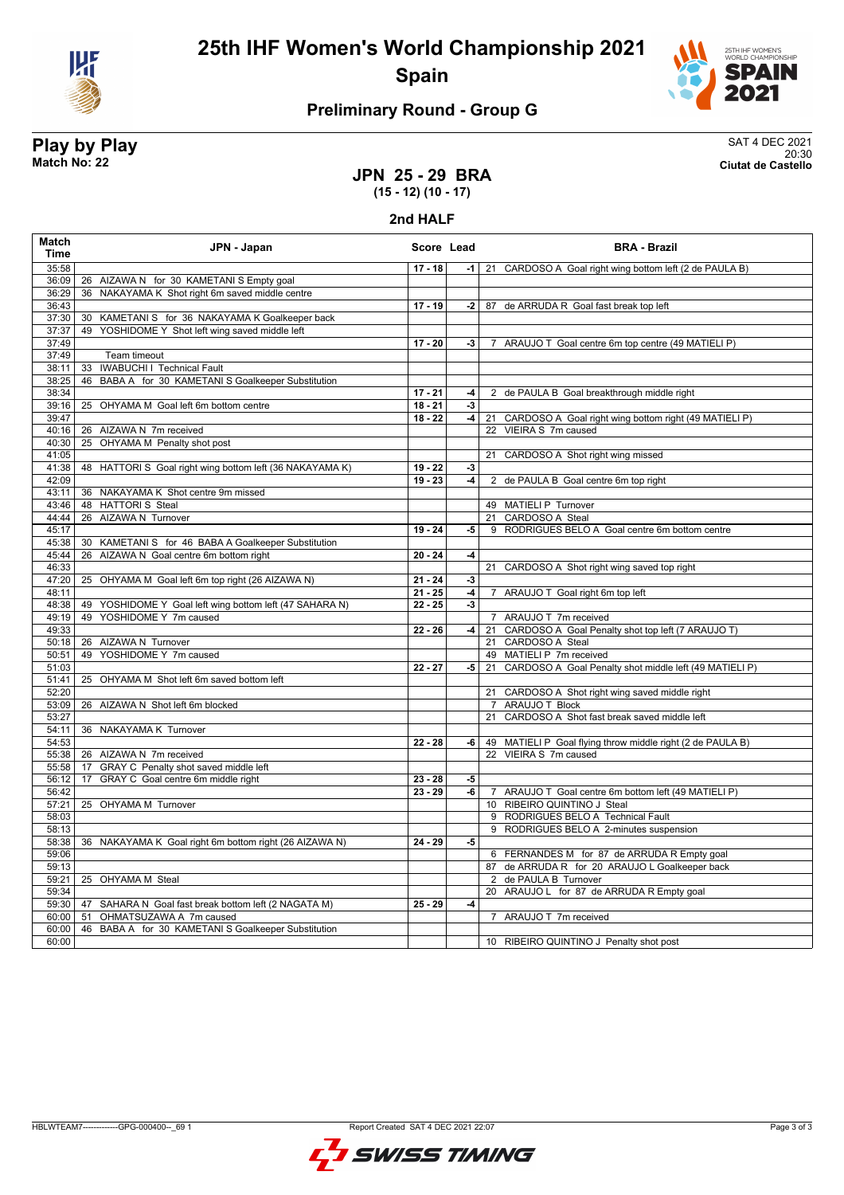# 25th IHF Women's World Championship 2021

## Spain

### Preliminary Round - Group G

**Play by Play**
**Match No: 22**

SAT 4 DEC 2021
20:30
**Ciutat de Castello**

## JPN 25 - 29 BRA

**(15 - 12) (10 - 17)**

### 2nd HALF

| Match Time | JPN - Japan | Score | Lead | BRA - Brazil |
|---|---|---|---|---|
| 35:58 | | 17 - 18 | -1 | 21 CARDOSO A Goal right wing bottom left (2 de PAULA B) |
| 36:09 | 26 AIZAWA N for 30 KAMETANI S Empty goal | | | |
| 36:29 | 36 NAKAYAMA K Shot right 6m saved middle centre | | | |
| 36:43 | | 17 - 19 | -2 | 87 de ARRUDA R Goal fast break top left |
| 37:30 | 30 KAMETANI S for 36 NAKAYAMA K Goalkeeper back | | | |
| 37:37 | 49 YOSHIDOME Y Shot left wing saved middle left | | | |
| 37:49 | | 17 - 20 | -3 | 7 ARAUJO T Goal centre 6m top centre (49 MATIELI P) |
| 37:49 | Team timeout | | | |
| 38:11 | 33 IWABUCHI I Technical Fault | | | |
| 38:25 | 46 BABA A for 30 KAMETANI S Goalkeeper Substitution | | | |
| 38:34 | | 17 - 21 | -4 | 2 de PAULA B Goal breakthrough middle right |
| 39:16 | 25 OHYAMA M Goal left 6m bottom centre | 18 - 21 | -3 | |
| 39:47 | | 18 - 22 | -4 | 21 CARDOSO A Goal right wing bottom right (49 MATIELI P) |
| 40:16 | 26 AIZAWA N 7m received | | | 22 VIEIRA S 7m caused |
| 40:30 | 25 OHYAMA M Penalty shot post | | | |
| 41:05 | | | | 21 CARDOSO A Shot right wing missed |
| 41:38 | 48 HATTORI S Goal right wing bottom left (36 NAKAYAMA K) | 19 - 22 | -3 | |
| 42:09 | | 19 - 23 | -4 | 2 de PAULA B Goal centre 6m top right |
| 43:11 | 36 NAKAYAMA K Shot centre 9m missed | | | |
| 43:46 | 48 HATTORI S Steal | | | 49 MATIELI P Turnover |
| 44:44 | 26 AIZAWA N Turnover | | | 21 CARDOSO A Steal |
| 45:17 | | 19 - 24 | -5 | 9 RODRIGUES BELO A Goal centre 6m bottom centre |
| 45:38 | 30 KAMETANI S for 46 BABA A Goalkeeper Substitution | | | |
| 45:44 | 26 AIZAWA N Goal centre 6m bottom right | 20 - 24 | -4 | |
| 46:33 | | | | 21 CARDOSO A Shot right wing saved top right |
| 47:20 | 25 OHYAMA M Goal left 6m top right (26 AIZAWA N) | 21 - 24 | -3 | |
| 48:11 | | 21 - 25 | -4 | 7 ARAUJO T Goal right 6m top left |
| 48:38 | 49 YOSHIDOME Y Goal left wing bottom left (47 SAHARA N) | 22 - 25 | -3 | |
| 49:19 | 49 YOSHIDOME Y 7m caused | | | 7 ARAUJO T 7m received |
| 49:33 | | 22 - 26 | -4 | 21 CARDOSO A Goal Penalty shot top left (7 ARAUJO T) |
| 50:18 | 26 AIZAWA N Turnover | | | 21 CARDOSO A Steal |
| 50:51 | 49 YOSHIDOME Y 7m caused | | | 49 MATIELI P 7m received |
| 51:03 | | 22 - 27 | -5 | 21 CARDOSO A Goal Penalty shot middle left (49 MATIELI P) |
| 51:41 | 25 OHYAMA M Shot left 6m saved bottom left | | | |
| 52:20 | | | | 21 CARDOSO A Shot right wing saved middle right |
| 53:09 | 26 AIZAWA N Shot left 6m blocked | | | 7 ARAUJO T Block |
| 53:27 | | | | 21 CARDOSO A Shot fast break saved middle left |
| 54:11 | 36 NAKAYAMA K Turnover | | | |
| 54:53 | | 22 - 28 | -6 | 49 MATIELI P Goal flying throw middle right (2 de PAULA B) |
| 55:38 | 26 AIZAWA N 7m received | | | 22 VIEIRA S 7m caused |
| 55:58 | 17 GRAY C Penalty shot saved middle left | | | |
| 56:12 | 17 GRAY C Goal centre 6m middle right | 23 - 28 | -5 | |
| 56:42 | | 23 - 29 | -6 | 7 ARAUJO T Goal centre 6m bottom left (49 MATIELI P) |
| 57:21 | 25 OHYAMA M Turnover | | | 10 RIBEIRO QUINTINO J Steal |
| 58:03 | | | | 9 RODRIGUES BELO A Technical Fault |
| 58:13 | | | | 9 RODRIGUES BELO A 2-minutes suspension |
| 58:38 | 36 NAKAYAMA K Goal right 6m bottom right (26 AIZAWA N) | 24 - 29 | -5 | |
| 59:06 | | | | 6 FERNANDES M for 87 de ARRUDA R Empty goal |
| 59:13 | | | | 87 de ARRUDA R for 20 ARAUJO L Goalkeeper back |
| 59:21 | 25 OHYAMA M Steal | | | 2 de PAULA B Turnover |
| 59:34 | | | | 20 ARAUJO L for 87 de ARRUDA R Empty goal |
| 59:30 | 47 SAHARA N Goal fast break bottom left (2 NAGATA M) | 25 - 29 | -4 | |
| 60:00 | 51 OHMATSUZAWA A 7m caused | | | 7 ARAUJO T 7m received |
| 60:00 | 46 BABA A for 30 KAMETANI S Goalkeeper Substitution | | | |
| 60:00 | | | | 10 RIBEIRO QUINTINO J Penalty shot post |

HBLWTEAM7-------------GPG-000400--_69 1 Report Created SAT 4 DEC 2021 22:07